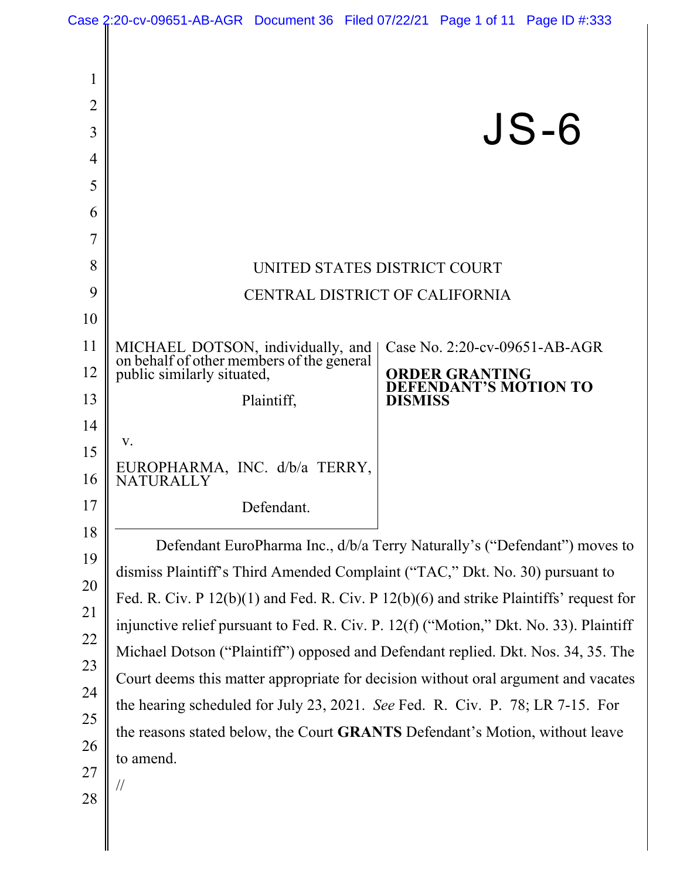JS-6

UNITED STATES DISTRICT COURT
CENTRAL DISTRICT OF CALIFORNIA

MICHAEL DOTSON, individually, and on behalf of other members of the general public similarly situated,

Plaintiff,

v.

EUROPHARMA, INC. d/b/a TERRY, NATURALLY

Defendant.

Case No. 2:20-cv-09651-AB-AGR

**ORDER GRANTING DEFENDANT'S MOTION TO DISMISS**

Defendant EuroPharma Inc., d/b/a Terry Naturally's ("Defendant") moves to dismiss Plaintiff's Third Amended Complaint ("TAC," Dkt. No. 30) pursuant to Fed. R. Civ. P 12(b)(1) and Fed. R. Civ. P 12(b)(6) and strike Plaintiffs' request for injunctive relief pursuant to Fed. R. Civ. P. 12(f) ("Motion," Dkt. No. 33). Plaintiff Michael Dotson ("Plaintiff") opposed and Defendant replied. Dkt. Nos. 34, 35. The Court deems this matter appropriate for decision without oral argument and vacates the hearing scheduled for July 23, 2021. *See* Fed. R. Civ. P. 78; LR 7-15. For the reasons stated below, the Court **GRANTS** Defendant's Motion, without leave to amend.

//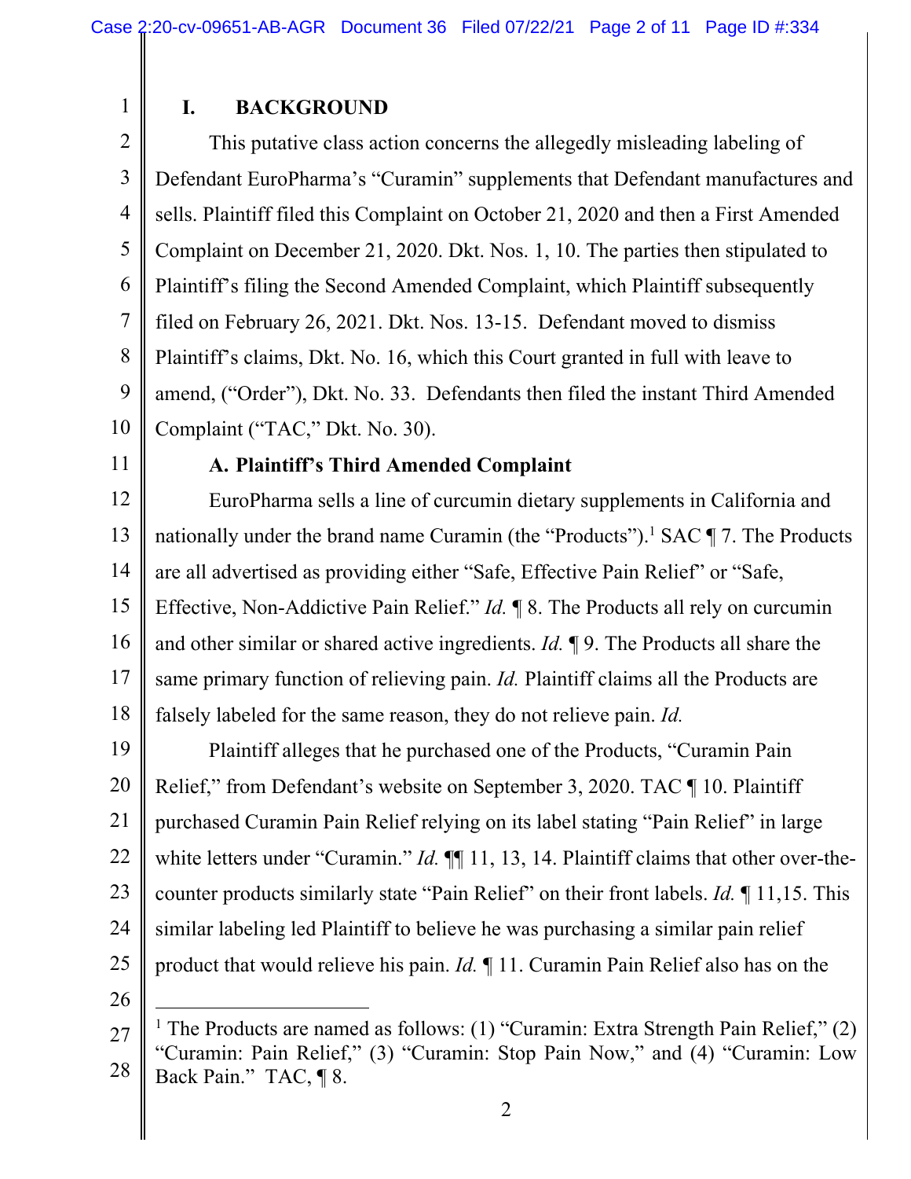## I. BACKGROUND

This putative class action concerns the allegedly misleading labeling of Defendant EuroPharma's "Curamin" supplements that Defendant manufactures and sells. Plaintiff filed this Complaint on October 21, 2020 and then a First Amended Complaint on December 21, 2020. Dkt. Nos. 1, 10. The parties then stipulated to Plaintiff's filing the Second Amended Complaint, which Plaintiff subsequently filed on February 26, 2021. Dkt. Nos. 13-15. Defendant moved to dismiss Plaintiff's claims, Dkt. No. 16, which this Court granted in full with leave to amend, ("Order"), Dkt. No. 33. Defendants then filed the instant Third Amended Complaint ("TAC," Dkt. No. 30).

### A. Plaintiff's Third Amended Complaint

EuroPharma sells a line of curcumin dietary supplements in California and nationally under the brand name Curamin (the "Products").[1] SAC ¶ 7. The Products are all advertised as providing either "Safe, Effective Pain Relief" or "Safe, Effective, Non-Addictive Pain Relief." *Id.* ¶ 8. The Products all rely on curcumin and other similar or shared active ingredients. *Id.* ¶ 9. The Products all share the same primary function of relieving pain. *Id.* Plaintiff claims all the Products are falsely labeled for the same reason, they do not relieve pain. *Id.*

Plaintiff alleges that he purchased one of the Products, "Curamin Pain Relief," from Defendant's website on September 3, 2020. TAC ¶ 10. Plaintiff purchased Curamin Pain Relief relying on its label stating "Pain Relief" in large white letters under "Curamin." *Id.* ¶¶ 11, 13, 14. Plaintiff claims that other over-the-counter products similarly state "Pain Relief" on their front labels. *Id.* ¶ 11,15. This similar labeling led Plaintiff to believe he was purchasing a similar pain relief product that would relieve his pain. *Id.* ¶ 11. Curamin Pain Relief also has on the

---

[1] The Products are named as follows: (1) "Curamin: Extra Strength Pain Relief," (2) "Curamin: Pain Relief," (3) "Curamin: Stop Pain Now," and (4) "Curamin: Low Back Pain." TAC, ¶ 8.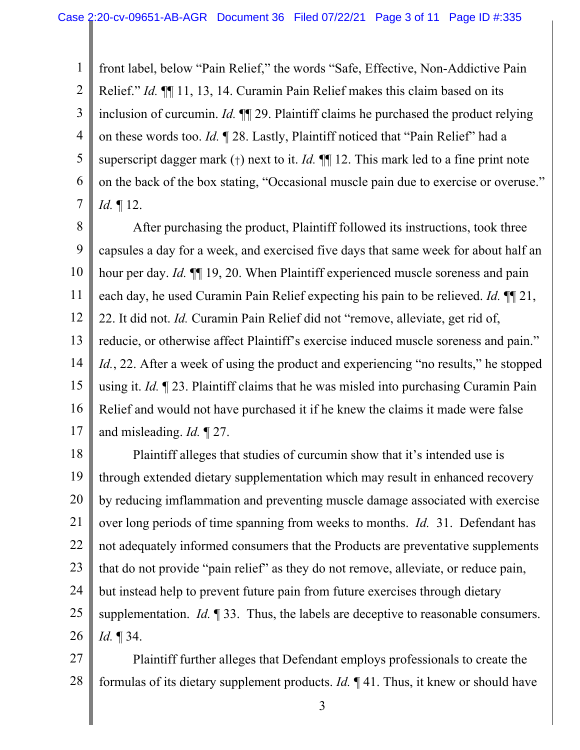front label, below "Pain Relief," the words "Safe, Effective, Non-Addictive Pain Relief." *Id.* ¶¶ 11, 13, 14. Curamin Pain Relief makes this claim based on its inclusion of curcumin. *Id.* ¶¶ 29. Plaintiff claims he purchased the product relying on these words too. *Id.* ¶ 28. Lastly, Plaintiff noticed that "Pain Relief" had a superscript dagger mark (†) next to it. *Id.* ¶¶ 12. This mark led to a fine print note on the back of the box stating, "Occasional muscle pain due to exercise or overuse." *Id.* ¶ 12.

After purchasing the product, Plaintiff followed its instructions, took three capsules a day for a week, and exercised five days that same week for about half an hour per day. *Id.* ¶¶ 19, 20. When Plaintiff experienced muscle soreness and pain each day, he used Curamin Pain Relief expecting his pain to be relieved. *Id.* ¶¶ 21, 22. It did not. *Id.* Curamin Pain Relief did not "remove, alleviate, get rid of, reducie, or otherwise affect Plaintiff's exercise induced muscle soreness and pain." *Id.*, 22. After a week of using the product and experiencing "no results," he stopped using it. *Id.* ¶ 23. Plaintiff claims that he was misled into purchasing Curamin Pain Relief and would not have purchased it if he knew the claims it made were false and misleading. *Id.* ¶ 27.

Plaintiff alleges that studies of curcumin show that it's intended use is through extended dietary supplementation which may result in enhanced recovery by reducing imflammation and preventing muscle damage associated with exercise over long periods of time spanning from weeks to months. *Id.* 31. Defendant has not adequately informed consumers that the Products are preventative supplements that do not provide "pain relief" as they do not remove, alleviate, or reduce pain, but instead help to prevent future pain from future exercises through dietary supplementation. *Id.* ¶ 33. Thus, the labels are deceptive to reasonable consumers. *Id.* ¶ 34.

Plaintiff further alleges that Defendant employs professionals to create the formulas of its dietary supplement products. *Id.* ¶ 41. Thus, it knew or should have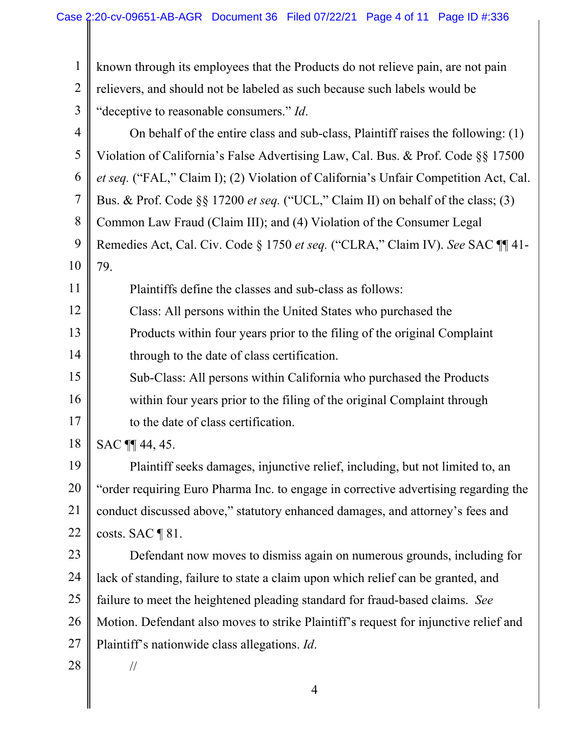known through its employees that the Products do not relieve pain, are not pain relievers, and should not be labeled as such because such labels would be "deceptive to reasonable consumers." *Id.*

On behalf of the entire class and sub-class, Plaintiff raises the following: (1) Violation of California's False Advertising Law, Cal. Bus. & Prof. Code §§ 17500 *et seq.* ("FAL," Claim I); (2) Violation of California's Unfair Competition Act, Cal. Bus. & Prof. Code §§ 17200 *et seq.* ("UCL," Claim II) on behalf of the class; (3) Common Law Fraud (Claim III); and (4) Violation of the Consumer Legal Remedies Act, Cal. Civ. Code § 1750 *et seq.* ("CLRA," Claim IV). *See* SAC ¶¶ 41-79.

Plaintiffs define the classes and sub-class as follows:

> Class: All persons within the United States who purchased the Products within four years prior to the filing of the original Complaint through to the date of class certification.
>
> Sub-Class: All persons within California who purchased the Products within four years prior to the filing of the original Complaint through to the date of class certification.

SAC ¶¶ 44, 45.

Plaintiff seeks damages, injunctive relief, including, but not limited to, an "order requiring Euro Pharma Inc. to engage in corrective advertising regarding the conduct discussed above," statutory enhanced damages, and attorney's fees and costs. SAC ¶ 81.

Defendant now moves to dismiss again on numerous grounds, including for lack of standing, failure to state a claim upon which relief can be granted, and failure to meet the heightened pleading standard for fraud-based claims. *See* Motion. Defendant also moves to strike Plaintiff's request for injunctive relief and Plaintiff's nationwide class allegations. *Id.*

//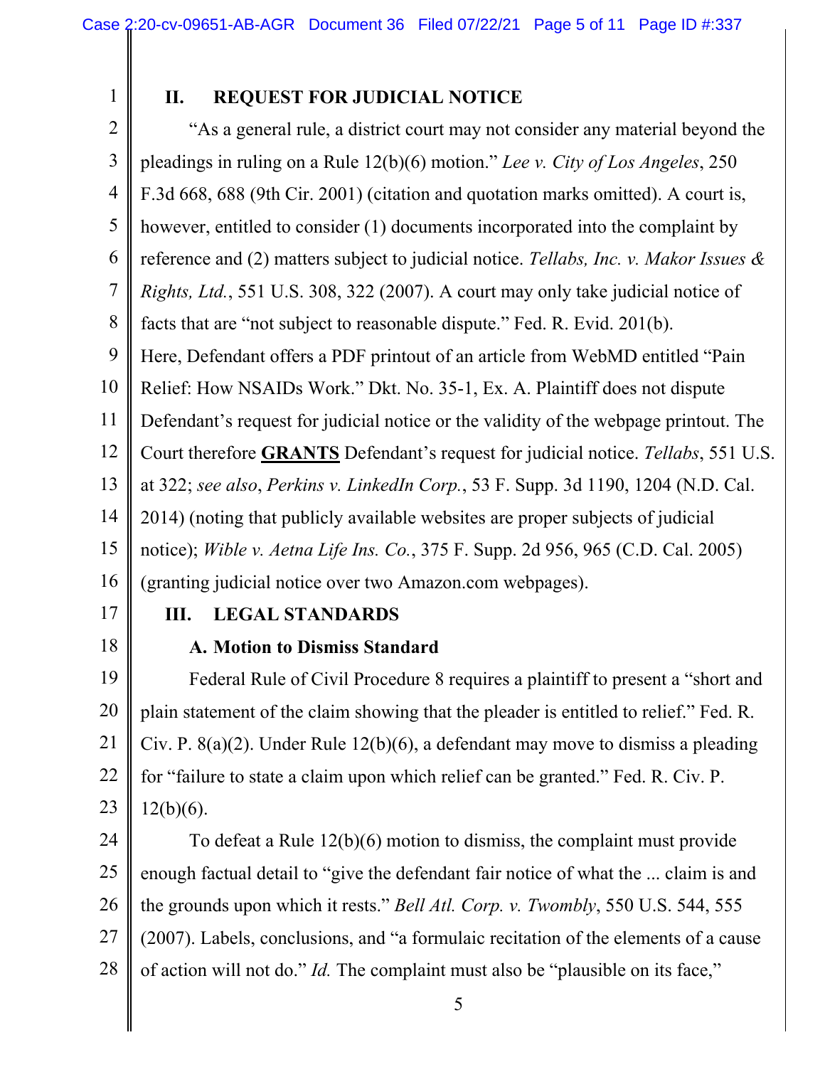## II. REQUEST FOR JUDICIAL NOTICE

"As a general rule, a district court may not consider any material beyond the pleadings in ruling on a Rule 12(b)(6) motion." *Lee v. City of Los Angeles*, 250 F.3d 668, 688 (9th Cir. 2001) (citation and quotation marks omitted). A court is, however, entitled to consider (1) documents incorporated into the complaint by reference and (2) matters subject to judicial notice. *Tellabs, Inc. v. Makor Issues & Rights, Ltd.*, 551 U.S. 308, 322 (2007). A court may only take judicial notice of facts that are "not subject to reasonable dispute." Fed. R. Evid. 201(b). Here, Defendant offers a PDF printout of an article from WebMD entitled "Pain Relief: How NSAIDs Work." Dkt. No. 35-1, Ex. A. Plaintiff does not dispute Defendant's request for judicial notice or the validity of the webpage printout. The Court therefore **GRANTS** Defendant's request for judicial notice. *Tellabs*, 551 U.S. at 322; *see also*, *Perkins v. LinkedIn Corp.*, 53 F. Supp. 3d 1190, 1204 (N.D. Cal. 2014) (noting that publicly available websites are proper subjects of judicial notice); *Wible v. Aetna Life Ins. Co.*, 375 F. Supp. 2d 956, 965 (C.D. Cal. 2005) (granting judicial notice over two Amazon.com webpages).

## III. LEGAL STANDARDS

### A. Motion to Dismiss Standard

Federal Rule of Civil Procedure 8 requires a plaintiff to present a "short and plain statement of the claim showing that the pleader is entitled to relief." Fed. R. Civ. P. 8(a)(2). Under Rule 12(b)(6), a defendant may move to dismiss a pleading for "failure to state a claim upon which relief can be granted." Fed. R. Civ. P. 12(b)(6).

To defeat a Rule 12(b)(6) motion to dismiss, the complaint must provide enough factual detail to "give the defendant fair notice of what the ... claim is and the grounds upon which it rests." *Bell Atl. Corp. v. Twombly*, 550 U.S. 544, 555 (2007). Labels, conclusions, and "a formulaic recitation of the elements of a cause of action will not do." *Id.* The complaint must also be "plausible on its face,"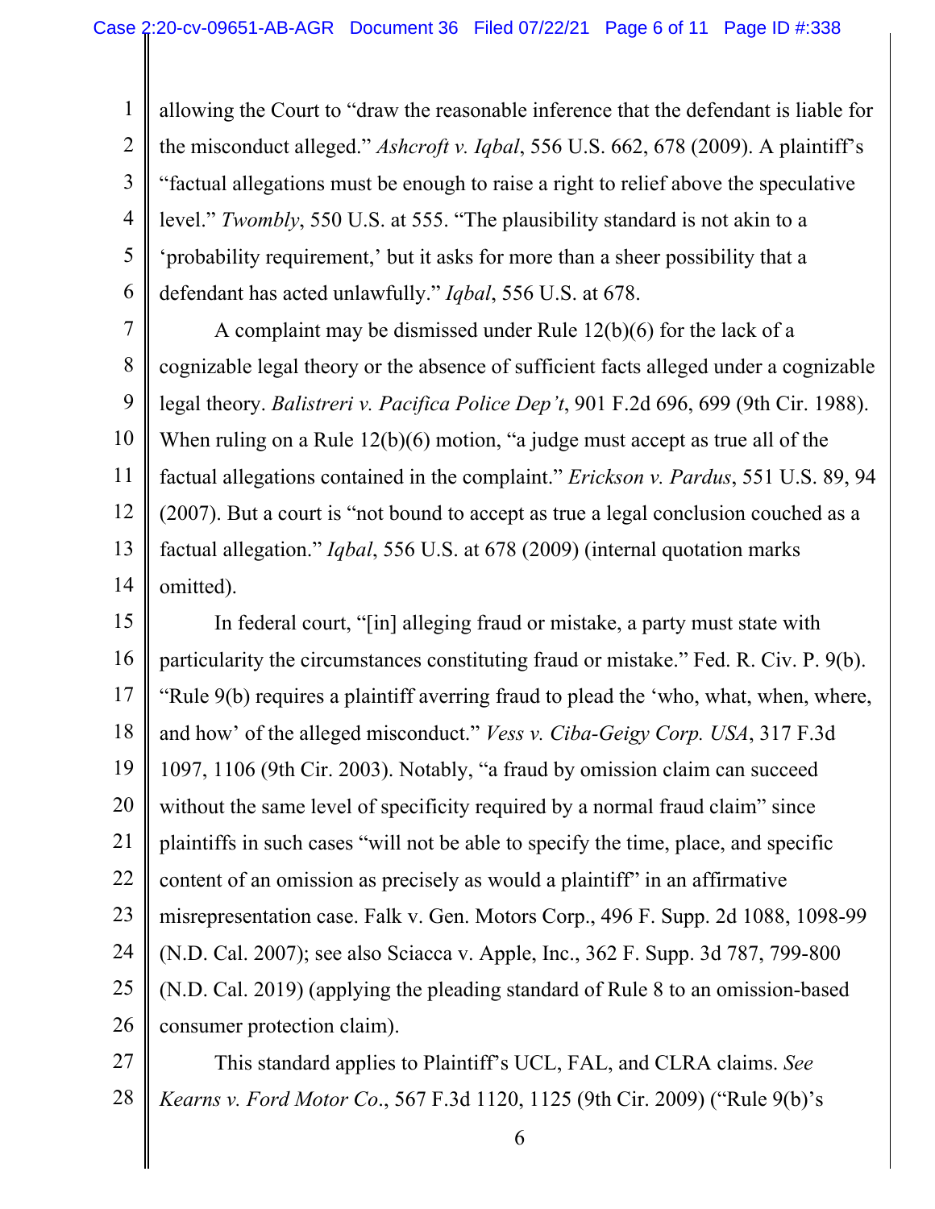allowing the Court to "draw the reasonable inference that the defendant is liable for the misconduct alleged." *Ashcroft v. Iqbal*, 556 U.S. 662, 678 (2009). A plaintiff's "factual allegations must be enough to raise a right to relief above the speculative level." *Twombly*, 550 U.S. at 555. "The plausibility standard is not akin to a 'probability requirement,' but it asks for more than a sheer possibility that a defendant has acted unlawfully." *Iqbal*, 556 U.S. at 678.

A complaint may be dismissed under Rule 12(b)(6) for the lack of a cognizable legal theory or the absence of sufficient facts alleged under a cognizable legal theory. *Balistreri v. Pacifica Police Dep't*, 901 F.2d 696, 699 (9th Cir. 1988). When ruling on a Rule 12(b)(6) motion, "a judge must accept as true all of the factual allegations contained in the complaint." *Erickson v. Pardus*, 551 U.S. 89, 94 (2007). But a court is "not bound to accept as true a legal conclusion couched as a factual allegation." *Iqbal*, 556 U.S. at 678 (2009) (internal quotation marks omitted).

In federal court, "[in] alleging fraud or mistake, a party must state with particularity the circumstances constituting fraud or mistake." Fed. R. Civ. P. 9(b). "Rule 9(b) requires a plaintiff averring fraud to plead the 'who, what, when, where, and how' of the alleged misconduct." *Vess v. Ciba-Geigy Corp. USA*, 317 F.3d 1097, 1106 (9th Cir. 2003). Notably, "a fraud by omission claim can succeed without the same level of specificity required by a normal fraud claim" since plaintiffs in such cases "will not be able to specify the time, place, and specific content of an omission as precisely as would a plaintiff" in an affirmative misrepresentation case. Falk v. Gen. Motors Corp., 496 F. Supp. 2d 1088, 1098-99 (N.D. Cal. 2007); see also Sciacca v. Apple, Inc., 362 F. Supp. 3d 787, 799-800 (N.D. Cal. 2019) (applying the pleading standard of Rule 8 to an omission-based consumer protection claim).

This standard applies to Plaintiff's UCL, FAL, and CLRA claims. *See Kearns v. Ford Motor Co*., 567 F.3d 1120, 1125 (9th Cir. 2009) ("Rule 9(b)'s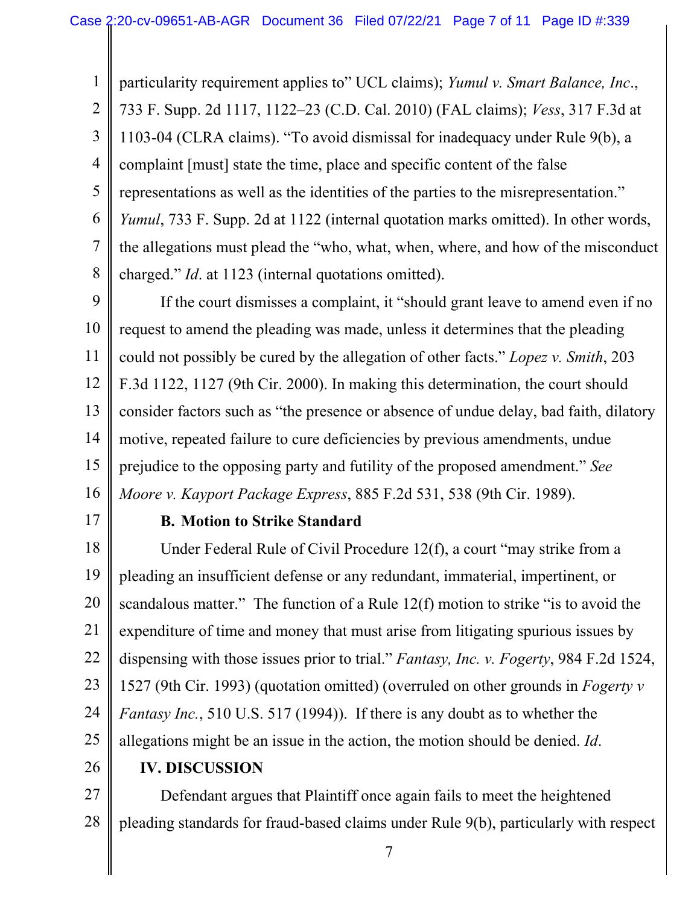particularity requirement applies to" UCL claims); *Yumul v. Smart Balance, Inc.*, 733 F. Supp. 2d 1117, 1122–23 (C.D. Cal. 2010) (FAL claims); *Vess*, 317 F.3d at 1103-04 (CLRA claims). "To avoid dismissal for inadequacy under Rule 9(b), a complaint [must] state the time, place and specific content of the false representations as well as the identities of the parties to the misrepresentation." *Yumul*, 733 F. Supp. 2d at 1122 (internal quotation marks omitted). In other words, the allegations must plead the "who, what, when, where, and how of the misconduct charged." *Id*. at 1123 (internal quotations omitted).

If the court dismisses a complaint, it "should grant leave to amend even if no request to amend the pleading was made, unless it determines that the pleading could not possibly be cured by the allegation of other facts." *Lopez v. Smith*, 203 F.3d 1122, 1127 (9th Cir. 2000). In making this determination, the court should consider factors such as "the presence or absence of undue delay, bad faith, dilatory motive, repeated failure to cure deficiencies by previous amendments, undue prejudice to the opposing party and futility of the proposed amendment." *See Moore v. Kayport Package Express*, 885 F.2d 531, 538 (9th Cir. 1989).

### B. Motion to Strike Standard

Under Federal Rule of Civil Procedure 12(f), a court "may strike from a pleading an insufficient defense or any redundant, immaterial, impertinent, or scandalous matter." The function of a Rule 12(f) motion to strike "is to avoid the expenditure of time and money that must arise from litigating spurious issues by dispensing with those issues prior to trial." *Fantasy, Inc. v. Fogerty*, 984 F.2d 1524, 1527 (9th Cir. 1993) (quotation omitted) (overruled on other grounds in *Fogerty v Fantasy Inc.*, 510 U.S. 517 (1994)). If there is any doubt as to whether the allegations might be an issue in the action, the motion should be denied. *Id*.

## IV. DISCUSSION

Defendant argues that Plaintiff once again fails to meet the heightened pleading standards for fraud-based claims under Rule 9(b), particularly with respect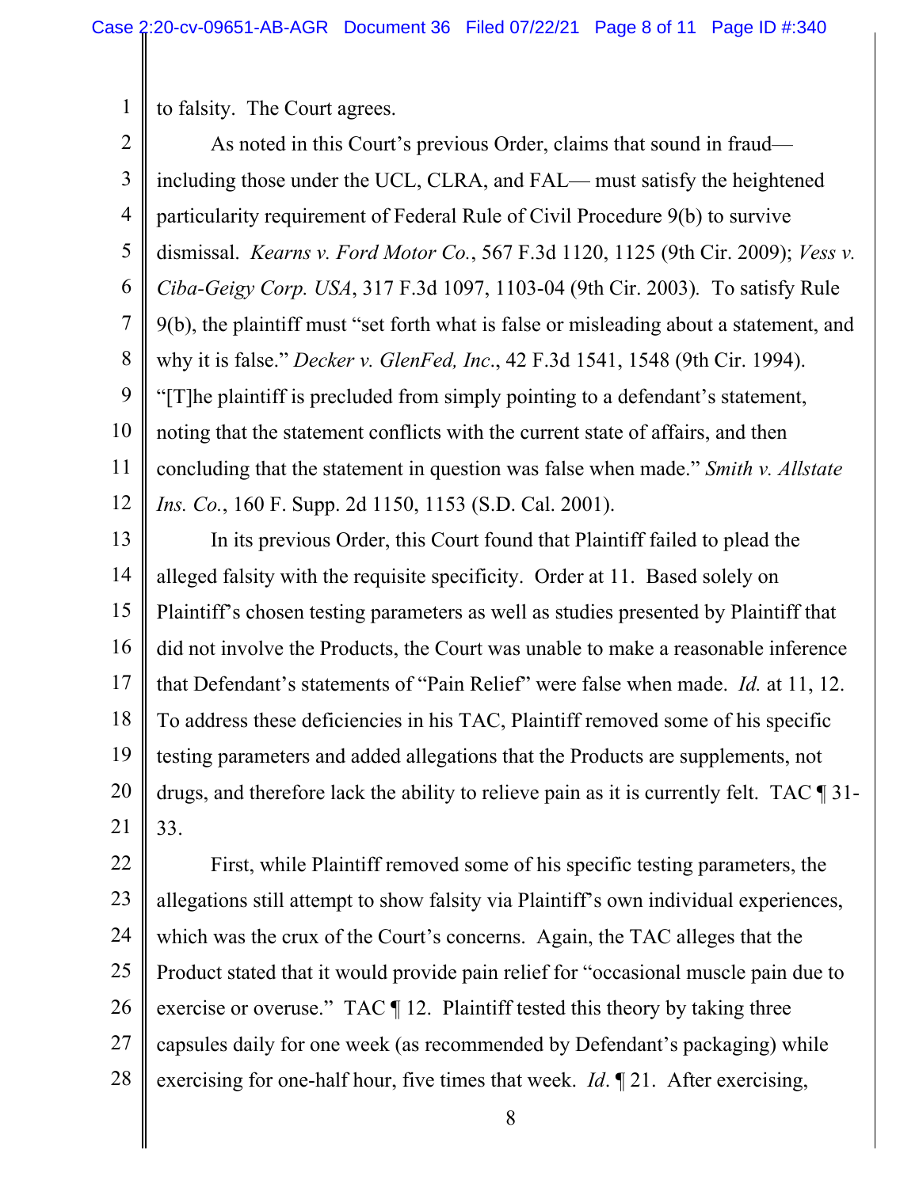to falsity. The Court agrees.

As noted in this Court's previous Order, claims that sound in fraud— including those under the UCL, CLRA, and FAL— must satisfy the heightened particularity requirement of Federal Rule of Civil Procedure 9(b) to survive dismissal. *Kearns v. Ford Motor Co.*, 567 F.3d 1120, 1125 (9th Cir. 2009); *Vess v. Ciba-Geigy Corp. USA*, 317 F.3d 1097, 1103-04 (9th Cir. 2003). To satisfy Rule 9(b), the plaintiff must "set forth what is false or misleading about a statement, and why it is false." *Decker v. GlenFed, Inc.*, 42 F.3d 1541, 1548 (9th Cir. 1994). "[T]he plaintiff is precluded from simply pointing to a defendant's statement, noting that the statement conflicts with the current state of affairs, and then concluding that the statement in question was false when made." *Smith v. Allstate Ins. Co.*, 160 F. Supp. 2d 1150, 1153 (S.D. Cal. 2001).

In its previous Order, this Court found that Plaintiff failed to plead the alleged falsity with the requisite specificity. Order at 11. Based solely on Plaintiff's chosen testing parameters as well as studies presented by Plaintiff that did not involve the Products, the Court was unable to make a reasonable inference that Defendant's statements of "Pain Relief" were false when made. *Id.* at 11, 12. To address these deficiencies in his TAC, Plaintiff removed some of his specific testing parameters and added allegations that the Products are supplements, not drugs, and therefore lack the ability to relieve pain as it is currently felt. TAC ¶ 31-33.

First, while Plaintiff removed some of his specific testing parameters, the allegations still attempt to show falsity via Plaintiff's own individual experiences, which was the crux of the Court's concerns. Again, the TAC alleges that the Product stated that it would provide pain relief for "occasional muscle pain due to exercise or overuse." TAC ¶ 12. Plaintiff tested this theory by taking three capsules daily for one week (as recommended by Defendant's packaging) while exercising for one-half hour, five times that week. *Id*. ¶ 21. After exercising,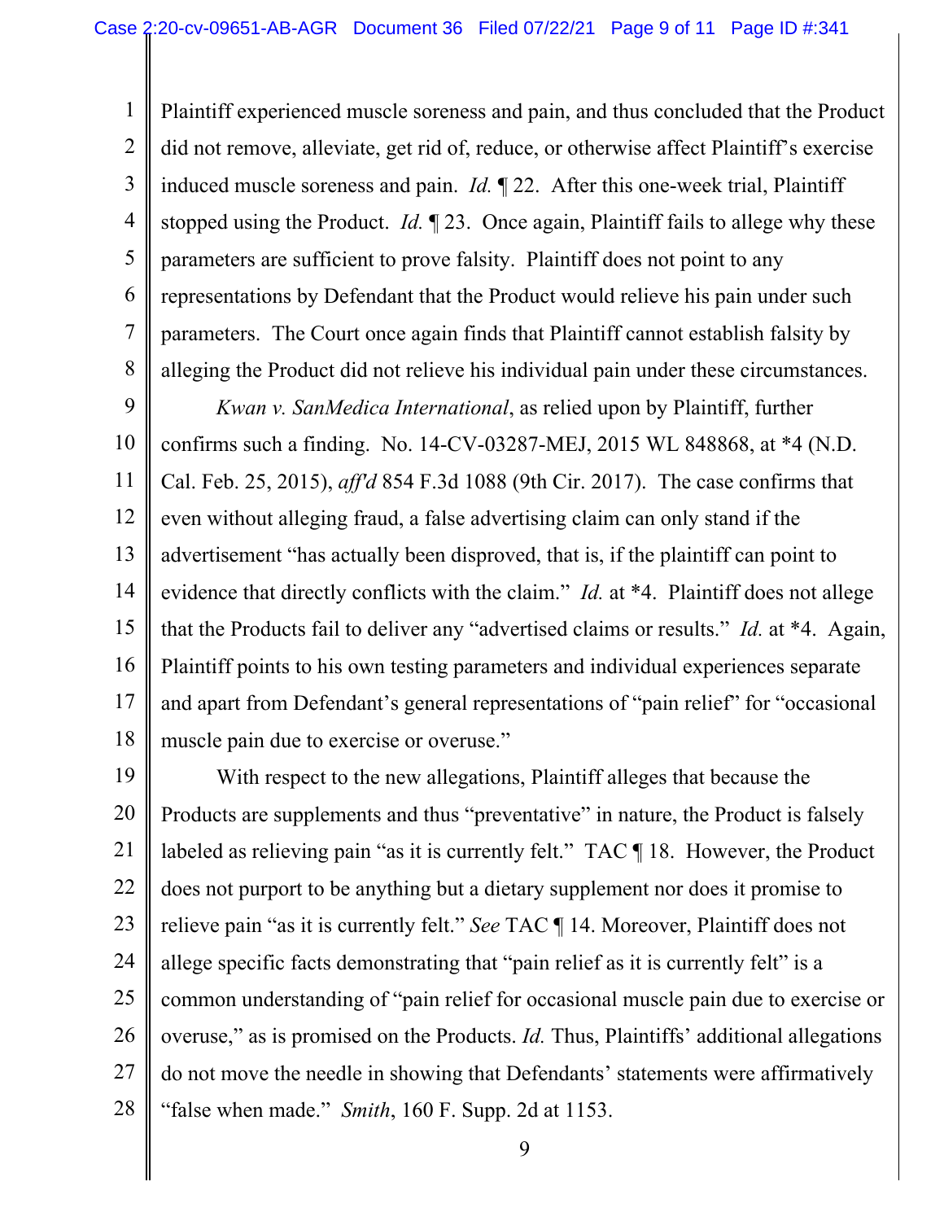Plaintiff experienced muscle soreness and pain, and thus concluded that the Product did not remove, alleviate, get rid of, reduce, or otherwise affect Plaintiff's exercise induced muscle soreness and pain. *Id.* ¶ 22. After this one-week trial, Plaintiff stopped using the Product. *Id.* ¶ 23. Once again, Plaintiff fails to allege why these parameters are sufficient to prove falsity. Plaintiff does not point to any representations by Defendant that the Product would relieve his pain under such parameters. The Court once again finds that Plaintiff cannot establish falsity by alleging the Product did not relieve his individual pain under these circumstances.

*Kwan v. SanMedica International*, as relied upon by Plaintiff, further confirms such a finding. No. 14-CV-03287-MEJ, 2015 WL 848868, at *4 (N.D. Cal. Feb. 25, 2015), *aff'd* 854 F.3d 1088 (9th Cir. 2017). The case confirms that even without alleging fraud, a false advertising claim can only stand if the advertisement "has actually been disproved, that is, if the plaintiff can point to evidence that directly conflicts with the claim." *Id.* at *4. Plaintiff does not allege that the Products fail to deliver any "advertised claims or results." *Id.* at *4. Again, Plaintiff points to his own testing parameters and individual experiences separate and apart from Defendant's general representations of "pain relief" for "occasional muscle pain due to exercise or overuse."

With respect to the new allegations, Plaintiff alleges that because the Products are supplements and thus "preventative" in nature, the Product is falsely labeled as relieving pain "as it is currently felt." TAC ¶ 18. However, the Product does not purport to be anything but a dietary supplement nor does it promise to relieve pain "as it is currently felt." *See* TAC ¶ 14. Moreover, Plaintiff does not allege specific facts demonstrating that "pain relief as it is currently felt" is a common understanding of "pain relief for occasional muscle pain due to exercise or overuse," as is promised on the Products. *Id.* Thus, Plaintiffs' additional allegations do not move the needle in showing that Defendants' statements were affirmatively "false when made." *Smith*, 160 F. Supp. 2d at 1153.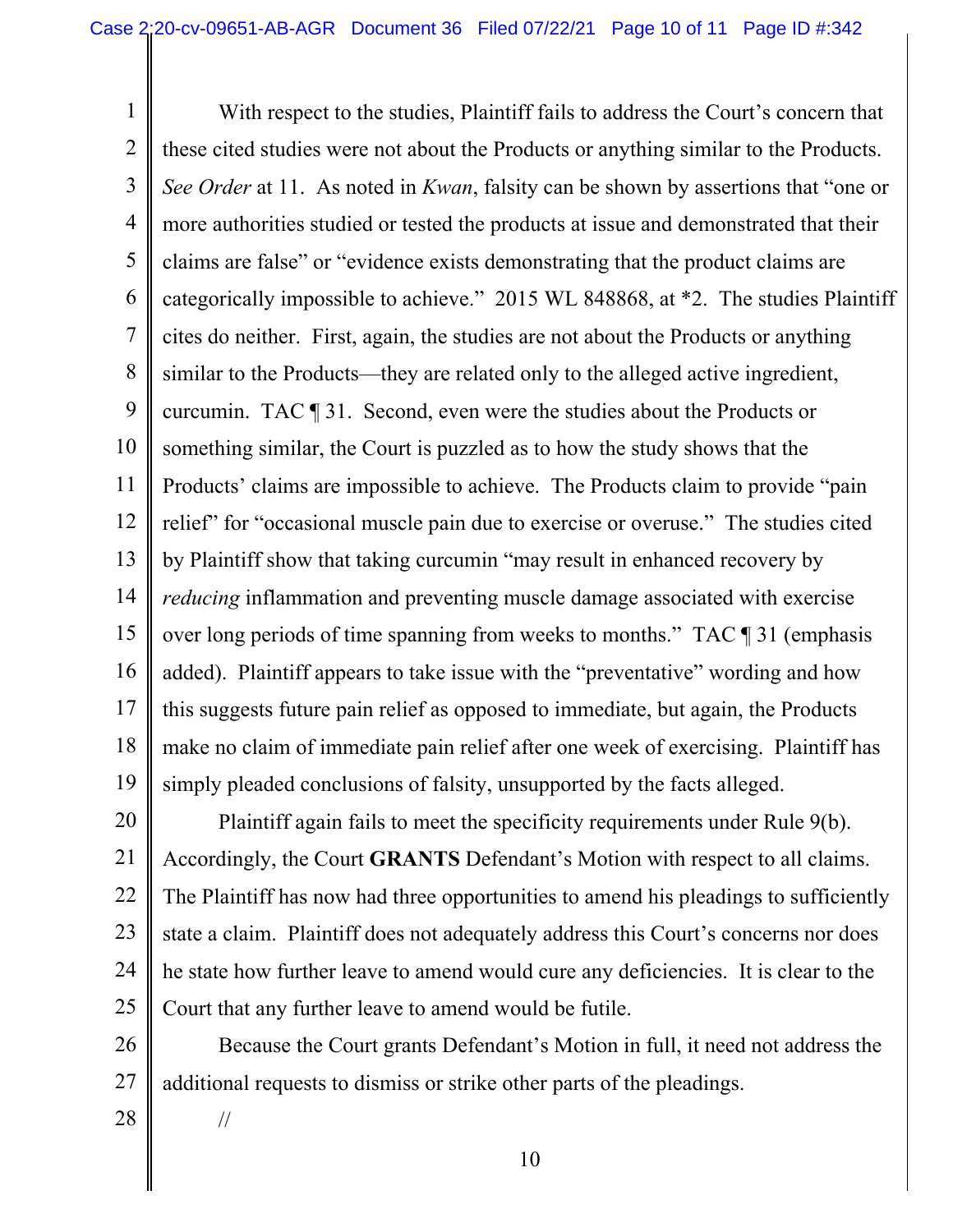With respect to the studies, Plaintiff fails to address the Court's concern that these cited studies were not about the Products or anything similar to the Products. *See Order* at 11. As noted in *Kwan*, falsity can be shown by assertions that "one or more authorities studied or tested the products at issue and demonstrated that their claims are false" or "evidence exists demonstrating that the product claims are categorically impossible to achieve." 2015 WL 848868, at *2. The studies Plaintiff cites do neither. First, again, the studies are not about the Products or anything similar to the Products—they are related only to the alleged active ingredient, curcumin. TAC ¶ 31. Second, even were the studies about the Products or something similar, the Court is puzzled as to how the study shows that the Products' claims are impossible to achieve. The Products claim to provide "pain relief" for "occasional muscle pain due to exercise or overuse." The studies cited by Plaintiff show that taking curcumin "may result in enhanced recovery by *reducing* inflammation and preventing muscle damage associated with exercise over long periods of time spanning from weeks to months." TAC ¶ 31 (emphasis added). Plaintiff appears to take issue with the "preventative" wording and how this suggests future pain relief as opposed to immediate, but again, the Products make no claim of immediate pain relief after one week of exercising. Plaintiff has simply pleaded conclusions of falsity, unsupported by the facts alleged.

Plaintiff again fails to meet the specificity requirements under Rule 9(b). Accordingly, the Court **GRANTS** Defendant's Motion with respect to all claims. The Plaintiff has now had three opportunities to amend his pleadings to sufficiently state a claim. Plaintiff does not adequately address this Court's concerns nor does he state how further leave to amend would cure any deficiencies. It is clear to the Court that any further leave to amend would be futile.

Because the Court grants Defendant's Motion in full, it need not address the additional requests to dismiss or strike other parts of the pleadings.

//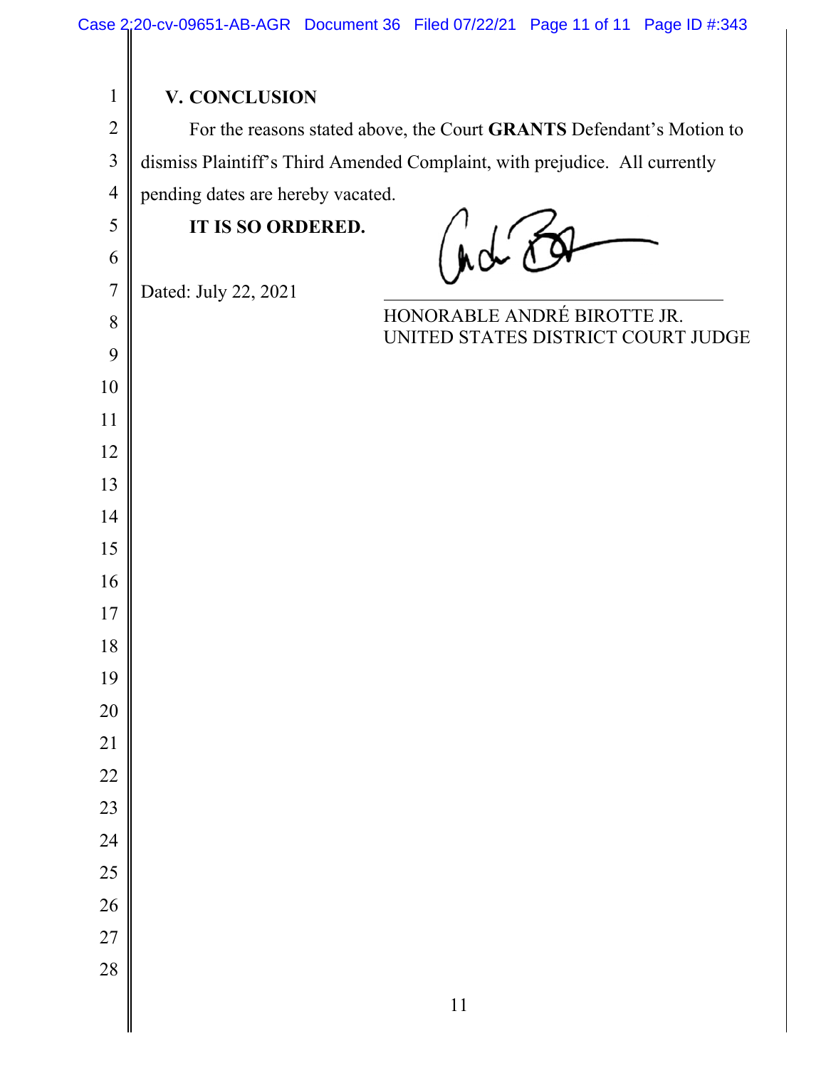## V. CONCLUSION

For the reasons stated above, the Court **GRANTS** Defendant's Motion to dismiss Plaintiff's Third Amended Complaint, with prejudice. All currently pending dates are hereby vacated.

**IT IS SO ORDERED.**

Dated: July 22, 2021

HONORABLE ANDRÉ BIROTTE JR.
UNITED STATES DISTRICT COURT JUDGE